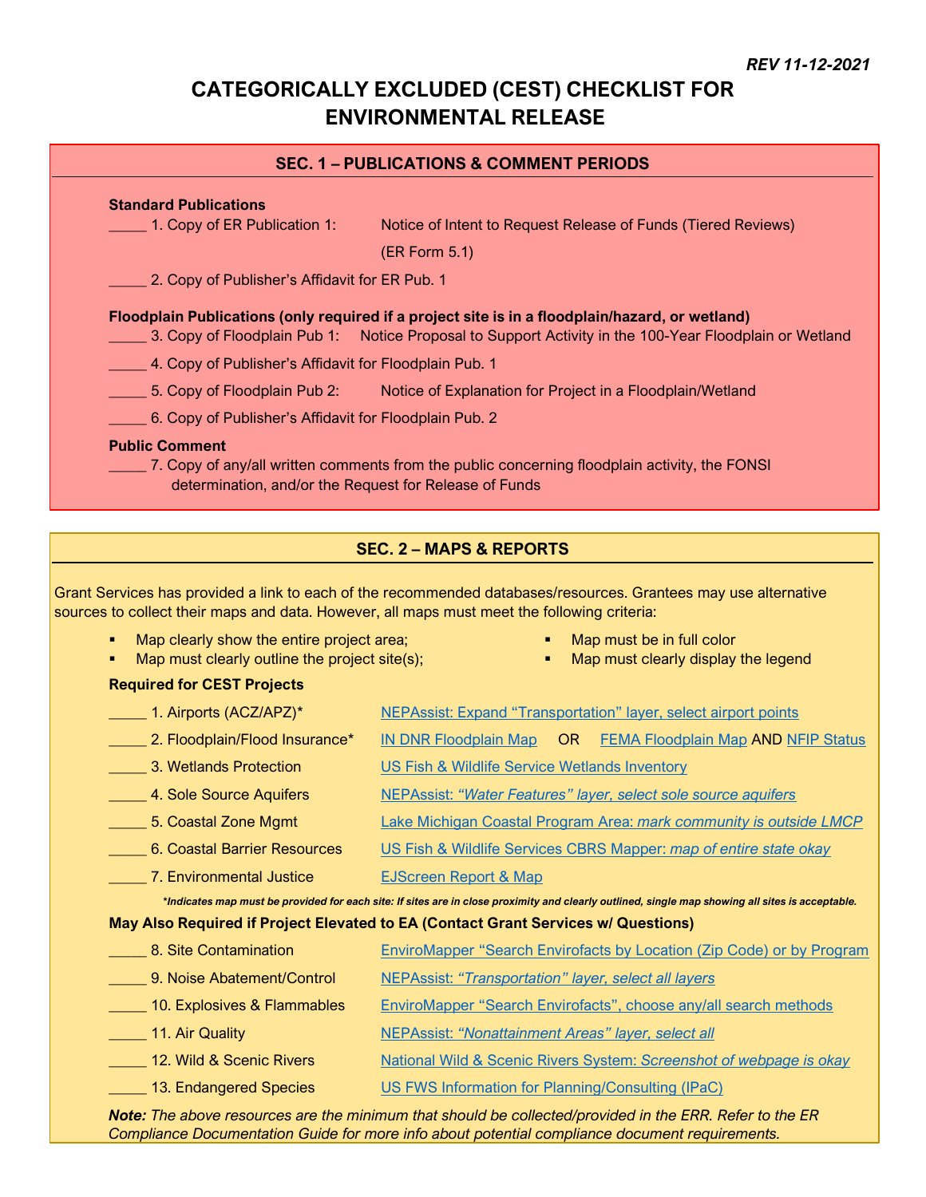*REV 11-12-2021*

# CATEGORICALLY EXCLUDED (CEST) CHECKLIST FOR ENVIRONMENTAL RELEASE

## SEC. 1 – PUBLICATIONS & COMMENT PERIODS

**Standard Publications**

_____ 1. Copy of ER Publication 1: Notice of Intent to Request Release of Funds (Tiered Reviews) (ER Form 5.1)

_____ 2. Copy of Publisher's Affidavit for ER Pub. 1

**Floodplain Publications (only required if a project site is in a floodplain/hazard, or wetland)**

_____ 3. Copy of Floodplain Pub 1: Notice Proposal to Support Activity in the 100-Year Floodplain or Wetland

_____ 4. Copy of Publisher's Affidavit for Floodplain Pub. 1

_____ 5. Copy of Floodplain Pub 2: Notice of Explanation for Project in a Floodplain/Wetland

_____ 6. Copy of Publisher's Affidavit for Floodplain Pub. 2

**Public Comment**

_____ 7. Copy of any/all written comments from the public concerning floodplain activity, the FONSI determination, and/or the Request for Release of Funds

## SEC. 2 – MAPS & REPORTS

Grant Services has provided a link to each of the recommended databases/resources. Grantees may use alternative sources to collect their maps and data. However, all maps must meet the following criteria:

- Map clearly show the entire project area;
- Map must clearly outline the project site(s);
- Map must be in full color
- Map must clearly display the legend

**Required for CEST Projects**

_____ 1. Airports (ACZ/APZ)* NEPAssist: Expand "Transportation" layer, select airport points

_____ 2. Floodplain/Flood Insurance* IN DNR Floodplain Map OR FEMA Floodplain Map AND NFIP Status

_____ 3. Wetlands Protection US Fish & Wildlife Service Wetlands Inventory

_____ 4. Sole Source Aquifers NEPAssist: *"Water Features" layer, select sole source aquifers*

_____ 5. Coastal Zone Mgmt Lake Michigan Coastal Program Area: *mark community is outside LMCP*

_____ 6. Coastal Barrier Resources US Fish & Wildlife Services CBRS Mapper: *map of entire state okay*

_____ 7. Environmental Justice EJScreen Report & Map

***Indicates map must be provided for each site: If sites are in close proximity and clearly outlined, single map showing all sites is acceptable.***

**May Also Required if Project Elevated to EA (Contact Grant Services w/ Questions)**

_____ 8. Site Contamination EnviroMapper "Search Envirofacts by Location (Zip Code) or by Program

_____ 9. Noise Abatement/Control NEPAssist: *"Transportation" layer, select all layers*

_____ 10. Explosives & Flammables EnviroMapper "Search Envirofacts", choose any/all search methods

_____ 11. Air Quality NEPAssist: *"Nonattainment Areas" layer, select all*

_____ 12. Wild & Scenic Rivers National Wild & Scenic Rivers System: *Screenshot of webpage is okay*

_____ 13. Endangered Species US FWS Information for Planning/Consulting (IPaC)

***Note:** The above resources are the minimum that should be collected/provided in the ERR. Refer to the ER Compliance Documentation Guide for more info about potential compliance document requirements.*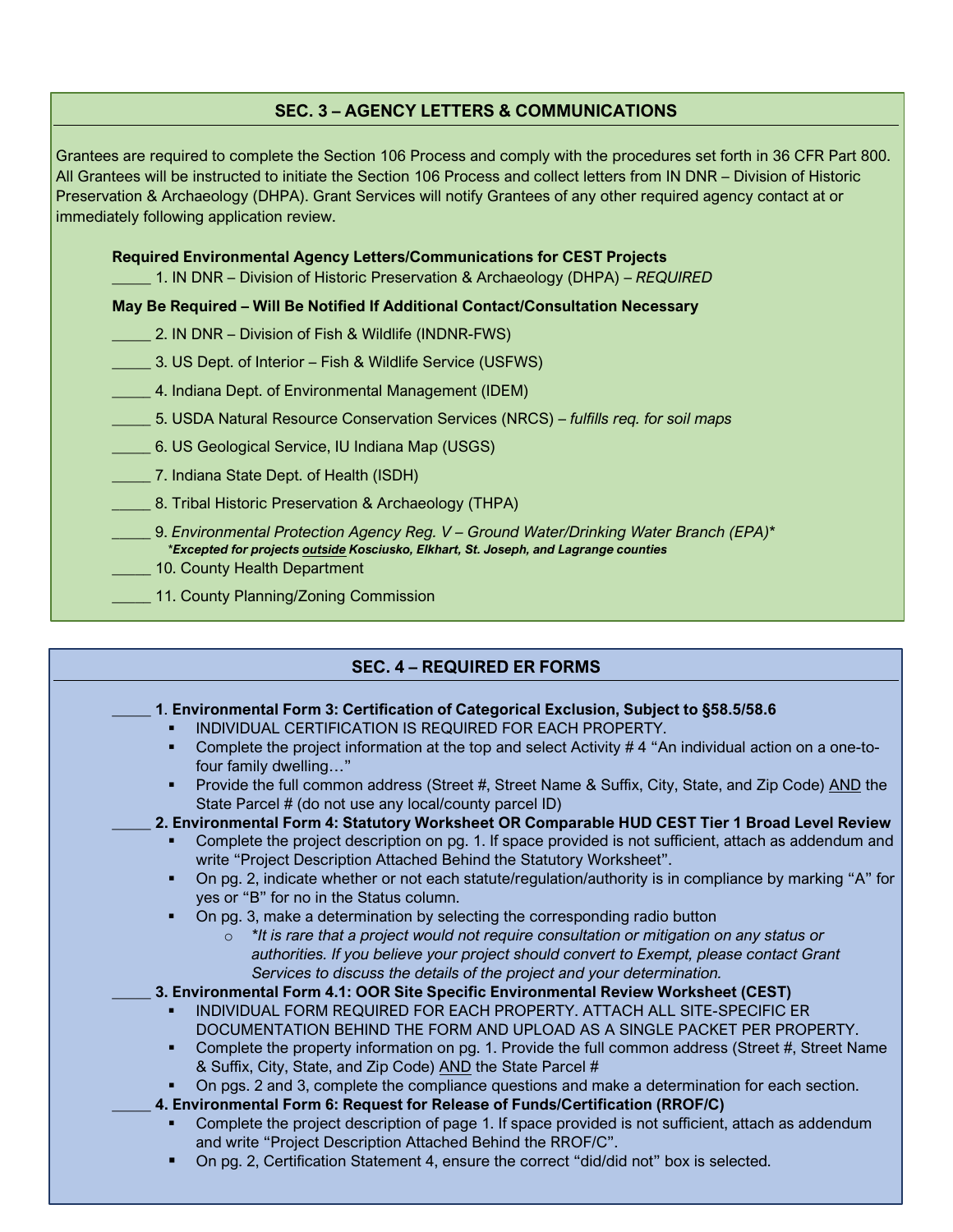## SEC. 3 – AGENCY LETTERS & COMMUNICATIONS

Grantees are required to complete the Section 106 Process and comply with the procedures set forth in 36 CFR Part 800. All Grantees will be instructed to initiate the Section 106 Process and collect letters from IN DNR – Division of Historic Preservation & Archaeology (DHPA). Grant Services will notify Grantees of any other required agency contact at or immediately following application review.

**Required Environmental Agency Letters/Communications for CEST Projects**

_____ 1. IN DNR – Division of Historic Preservation & Archaeology (DHPA) – *REQUIRED*

**May Be Required – Will Be Notified If Additional Contact/Consultation Necessary**

_____ 2. IN DNR – Division of Fish & Wildlife (INDNR-FWS)

_____ 3. US Dept. of Interior – Fish & Wildlife Service (USFWS)

_____ 4. Indiana Dept. of Environmental Management (IDEM)

_____ 5. USDA Natural Resource Conservation Services (NRCS) – *fulfills req. for soil maps*

_____ 6. US Geological Service, IU Indiana Map (USGS)

_____ 7. Indiana State Dept. of Health (ISDH)

_____ 8. Tribal Historic Preservation & Archaeology (THPA)

_____ 9. *Environmental Protection Agency Reg. V – Ground Water/Drinking Water Branch (EPA)**
***Excepted for projects outside Kosciusko, Elkhart, St. Joseph, and Lagrange counties***

_____ 10. County Health Department

_____ 11. County Planning/Zoning Commission

## SEC. 4 – REQUIRED ER FORMS

_____ **1. Environmental Form 3: Certification of Categorical Exclusion, Subject to §58.5/58.6**
- INDIVIDUAL CERTIFICATION IS REQUIRED FOR EACH PROPERTY.
- Complete the project information at the top and select Activity # 4 "An individual action on a one-to-four family dwelling…"
- Provide the full common address (Street #, Street Name & Suffix, City, State, and Zip Code) AND the State Parcel # (do not use any local/county parcel ID)

_____ **2. Environmental Form 4: Statutory Worksheet OR Comparable HUD CEST Tier 1 Broad Level Review**
- Complete the project description on pg. 1. If space provided is not sufficient, attach as addendum and write "Project Description Attached Behind the Statutory Worksheet".
- On pg. 2, indicate whether or not each statute/regulation/authority is in compliance by marking "A" for yes or "B" for no in the Status column.
- On pg. 3, make a determination by selecting the corresponding radio button
  - **It is rare that a project would not require consultation or mitigation on any status or authorities. If you believe your project should convert to Exempt, please contact Grant Services to discuss the details of the project and your determination.*

_____ **3. Environmental Form 4.1: OOR Site Specific Environmental Review Worksheet (CEST)**
- INDIVIDUAL FORM REQUIRED FOR EACH PROPERTY. ATTACH ALL SITE-SPECIFIC ER DOCUMENTATION BEHIND THE FORM AND UPLOAD AS A SINGLE PACKET PER PROPERTY.
- Complete the property information on pg. 1. Provide the full common address (Street #, Street Name & Suffix, City, State, and Zip Code) AND the State Parcel #
- On pgs. 2 and 3, complete the compliance questions and make a determination for each section.

_____ **4. Environmental Form 6: Request for Release of Funds/Certification (RROF/C)**
- Complete the project description of page 1. If space provided is not sufficient, attach as addendum and write "Project Description Attached Behind the RROF/C".
- On pg. 2, Certification Statement 4, ensure the correct "did/did not" box is selected.